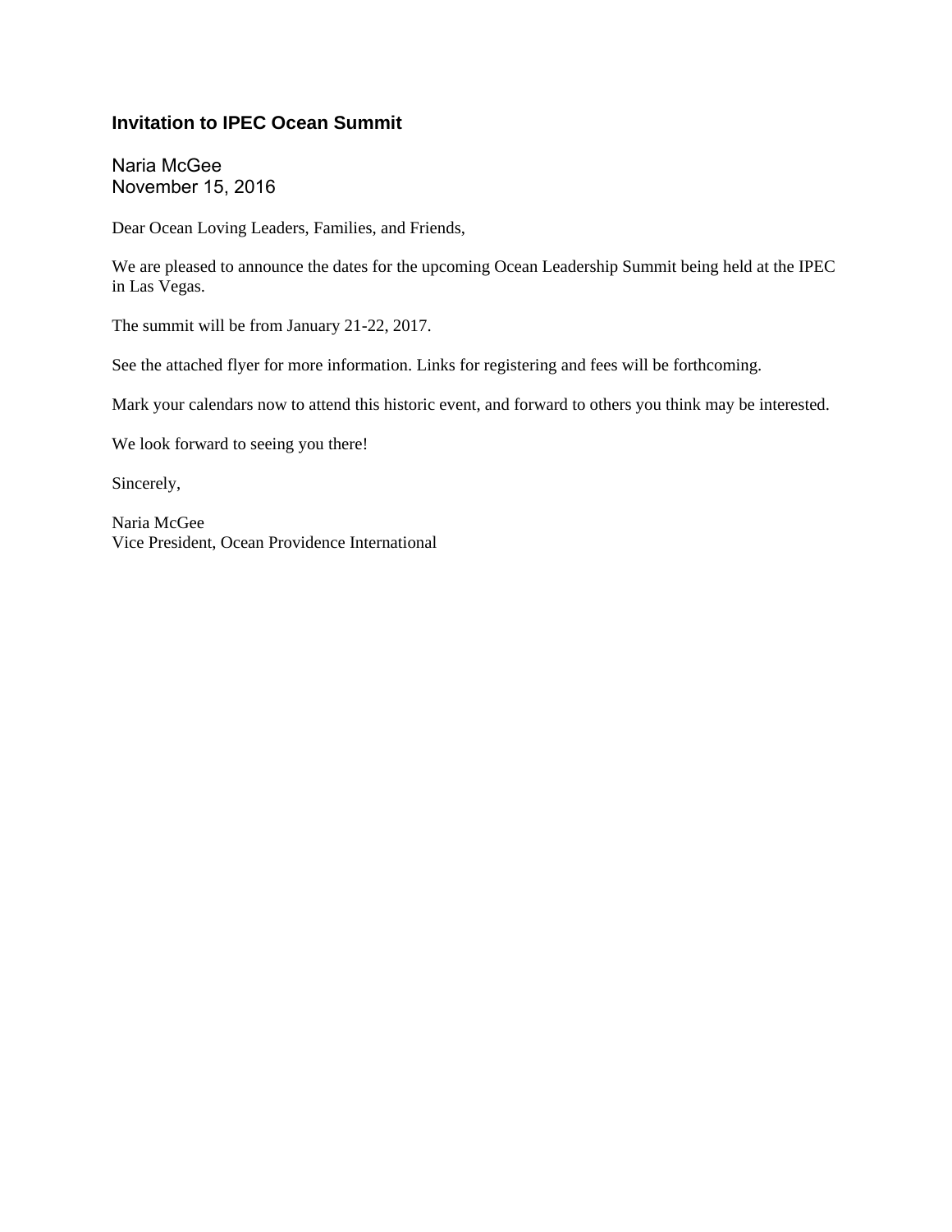## Invitation to IPEC Ocean Summit

Naria McGee
November 15, 2016

Dear Ocean Loving Leaders, Families, and Friends,

We are pleased to announce the dates for the upcoming Ocean Leadership Summit being held at the IPEC in Las Vegas.

The summit will be from January 21-22, 2017.

See the attached flyer for more information. Links for registering and fees will be forthcoming.

Mark your calendars now to attend this historic event, and forward to others you think may be interested.

We look forward to seeing you there!

Sincerely,

Naria McGee
Vice President, Ocean Providence International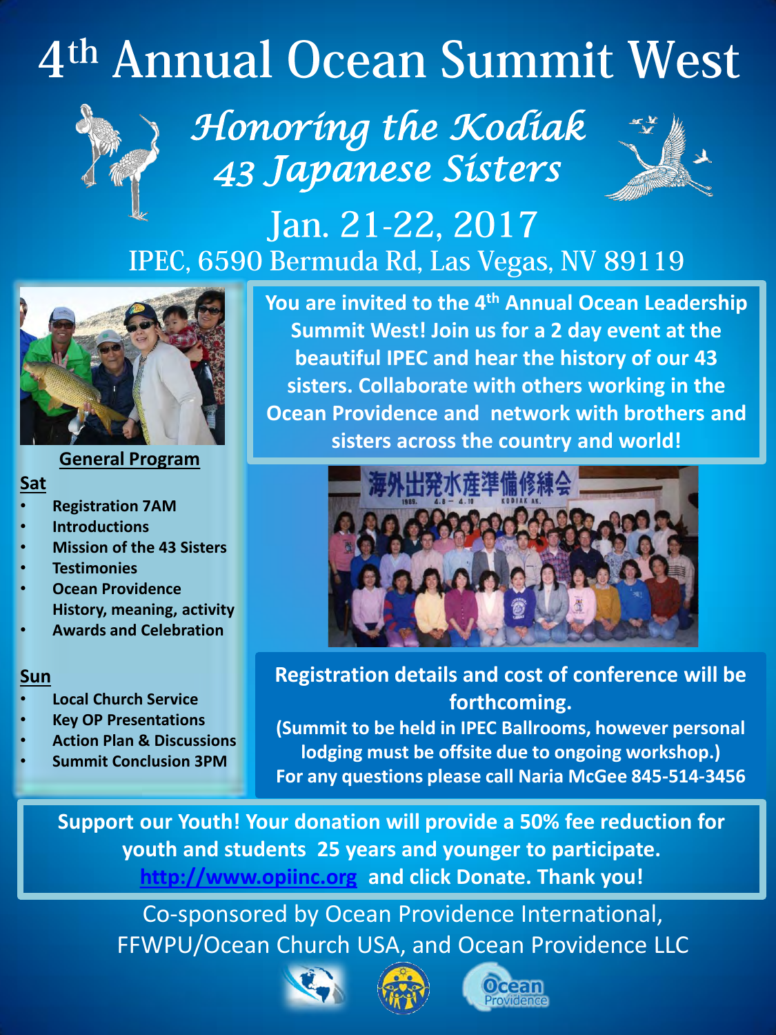# 4th Annual Ocean Summit West

## *Honoring the Kodiak 43 Japanese Sisters*

## Jan. 21-22, 2017

IPEC, 6590 Bermuda Rd, Las Vegas, NV 89119

**You are invited to the 4th Annual Ocean Leadership Summit West! Join us for a 2 day event at the beautiful IPEC and hear the history of our 43 sisters. Collaborate with others working in the Ocean Providence and network with brothers and sisters across the country and world!**

海外出発水産準備修練会

1989. 4.8 – 4.10 KODIAK AK.

### General Program

**Sat**

- **Registration 7AM**
- **Introductions**
- **Mission of the 43 Sisters**
- **Testimonies**
- **Ocean Providence History, meaning, activity**
- **Awards and Celebration**

**Sun**

- **Local Church Service**
- **Key OP Presentations**
- **Action Plan & Discussions**
- **Summit Conclusion 3PM**

**Registration details and cost of conference will be forthcoming.**

**(Summit to be held in IPEC Ballrooms, however personal lodging must be offsite due to ongoing workshop.)**

**For any questions please call Naria McGee 845-514-3456**

**Support our Youth! Your donation will provide a 50% fee reduction for youth and students 25 years and younger to participate. http://www.opiinc.org and click Donate. Thank you!**

Co-sponsored by Ocean Providence International, FFWPU/Ocean Church USA, and Ocean Providence LLC

Ocean Providence